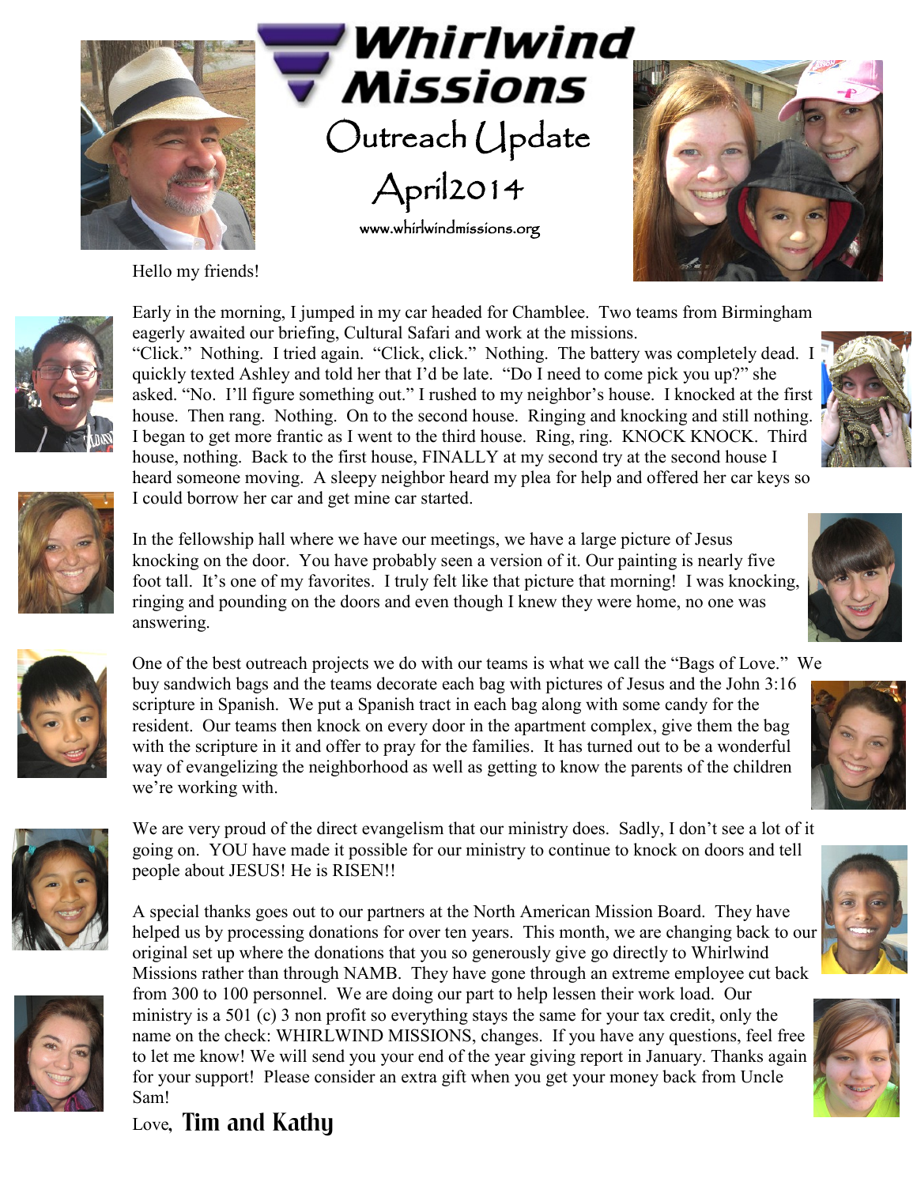# Whirlwind Missions

## Outreach Update

## April2014

www.whirlwindmissions.org

Hello my friends!

Early in the morning, I jumped in my car headed for Chamblee. Two teams from Birmingham eagerly awaited our briefing, Cultural Safari and work at the missions.
"Click." Nothing. I tried again. "Click, click." Nothing. The battery was completely dead. I quickly texted Ashley and told her that I'd be late. "Do I need to come pick you up?" she asked. "No. I'll figure something out." I rushed to my neighbor's house. I knocked at the first house. Then rang. Nothing. On to the second house. Ringing and knocking and still nothing. I began to get more frantic as I went to the third house. Ring, ring. KNOCK KNOCK. Third house, nothing. Back to the first house, FINALLY at my second try at the second house I heard someone moving. A sleepy neighbor heard my plea for help and offered her car keys so I could borrow her car and get mine car started.

In the fellowship hall where we have our meetings, we have a large picture of Jesus knocking on the door. You have probably seen a version of it. Our painting is nearly five foot tall. It's one of my favorites. I truly felt like that picture that morning! I was knocking, ringing and pounding on the doors and even though I knew they were home, no one was answering.

One of the best outreach projects we do with our teams is what we call the "Bags of Love." We buy sandwich bags and the teams decorate each bag with pictures of Jesus and the John 3:16 scripture in Spanish. We put a Spanish tract in each bag along with some candy for the resident. Our teams then knock on every door in the apartment complex, give them the bag with the scripture in it and offer to pray for the families. It has turned out to be a wonderful way of evangelizing the neighborhood as well as getting to know the parents of the children we're working with.

We are very proud of the direct evangelism that our ministry does. Sadly, I don't see a lot of it going on. YOU have made it possible for our ministry to continue to knock on doors and tell people about JESUS! He is RISEN!!

A special thanks goes out to our partners at the North American Mission Board. They have helped us by processing donations for over ten years. This month, we are changing back to our original set up where the donations that you so generously give go directly to Whirlwind Missions rather than through NAMB. They have gone through an extreme employee cut back from 300 to 100 personnel. We are doing our part to help lessen their work load. Our ministry is a 501 (c) 3 non profit so everything stays the same for your tax credit, only the name on the check: WHIRLWIND MISSIONS, changes. If you have any questions, feel free to let me know! We will send you your end of the year giving report in January. Thanks again for your support! Please consider an extra gift when you get your money back from Uncle Sam!

Love, **Tim and Kathy**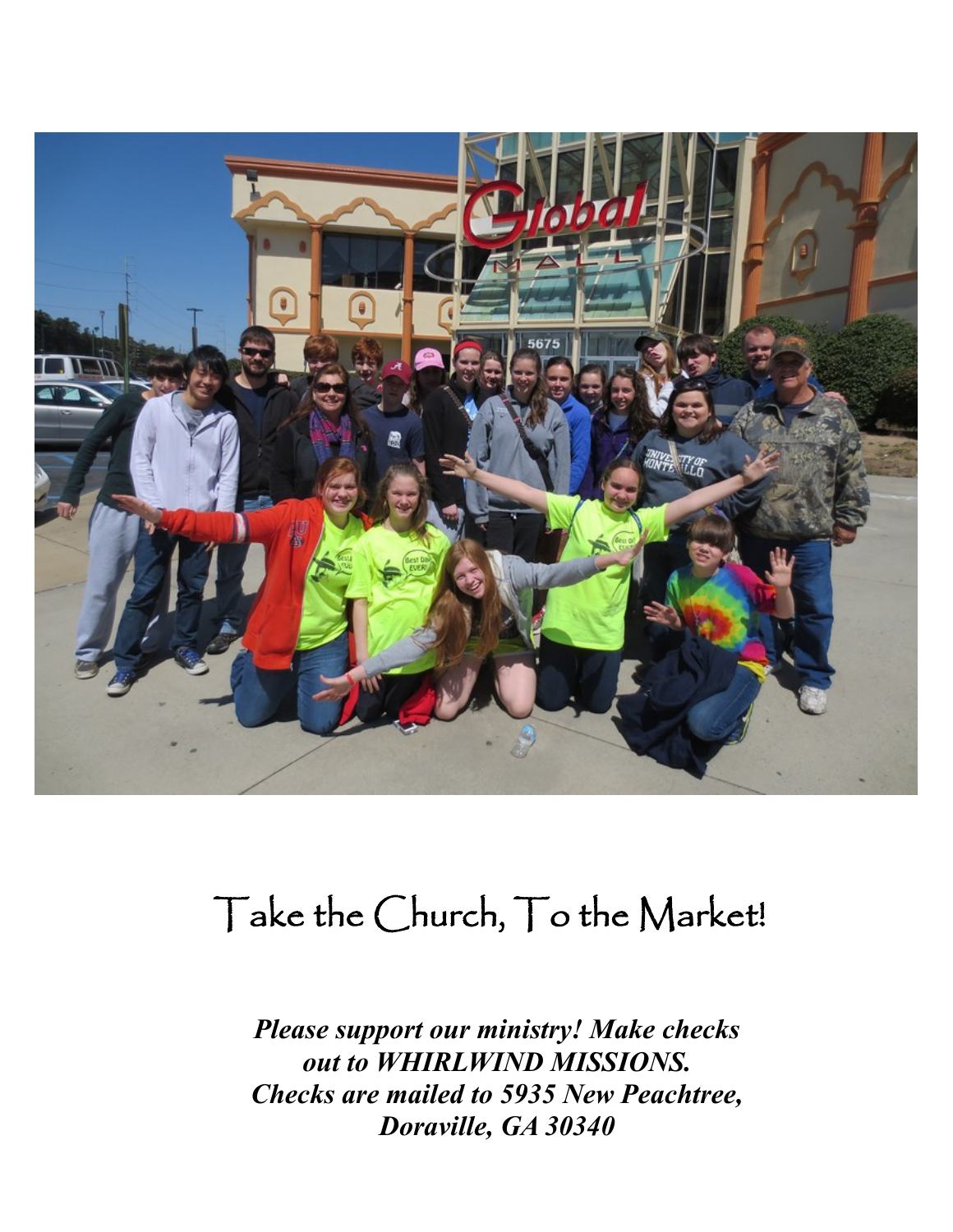Take the Church, To the Market!

***Please support our ministry! Make checks out to WHIRLWIND MISSIONS. Checks are mailed to 5935 New Peachtree, Doraville, GA 30340***